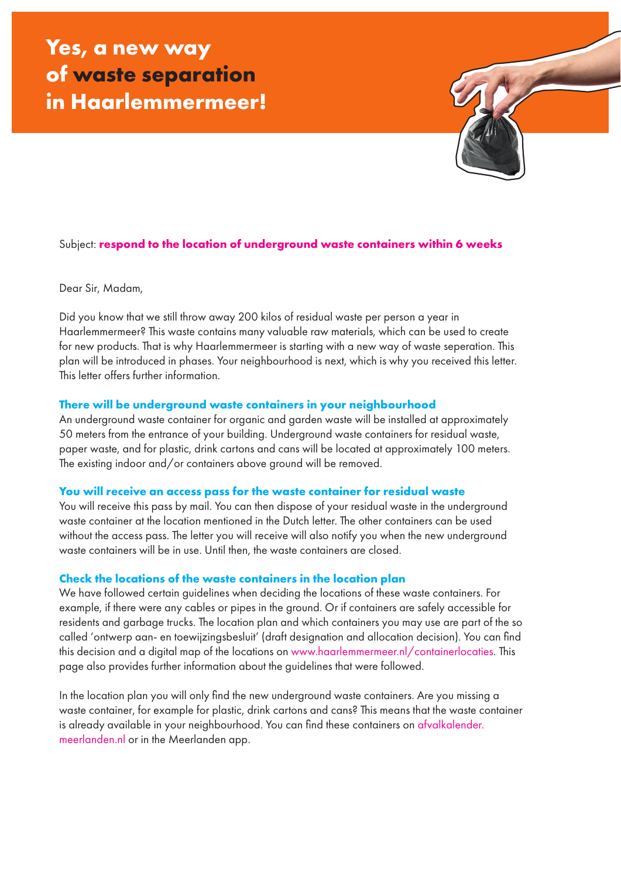# Yes, a new way of waste separation in Haarlemmermeer!

Subject: **respond to the location of underground waste containers within 6 weeks**

Dear Sir, Madam,

Did you know that we still throw away 200 kilos of residual waste per person a year in Haarlemmermeer? This waste contains many valuable raw materials, which can be used to create for new products. That is why Haarlemmermeer is starting with a new way of waste seperation. This plan will be introduced in phases. Your neighbourhood is next, which is why you received this letter. This letter offers further information.

## There will be underground waste containers in your neighbourhood

An underground waste container for organic and garden waste will be installed at approximately 50 meters from the entrance of your building. Underground waste containers for residual waste, paper waste, and for plastic, drink cartons and cans will be located at approximately 100 meters. The existing indoor and/or containers above ground will be removed.

## You will receive an access pass for the waste container for residual waste

You will receive this pass by mail. You can then dispose of your residual waste in the underground waste container at the location mentioned in the Dutch letter. The other containers can be used without the access pass. The letter you will receive will also notify you when the new underground waste containers will be in use. Until then, the waste containers are closed.

## Check the locations of the waste containers in the location plan

We have followed certain guidelines when deciding the locations of these waste containers. For example, if there were any cables or pipes in the ground. Or if containers are safely accessible for residents and garbage trucks. The location plan and which containers you may use are part of the so called 'ontwerp aan- en toewijzingsbesluit' (draft designation and allocation decision). You can find this decision and a digital map of the locations on www.haarlemmermeer.nl/containerlocaties. This page also provides further information about the guidelines that were followed.

In the location plan you will only find the new underground waste containers. Are you missing a waste container, for example for plastic, drink cartons and cans? This means that the waste container is already available in your neighbourhood. You can find these containers on afvalkalender.meerlanden.nl or in the Meerlanden app.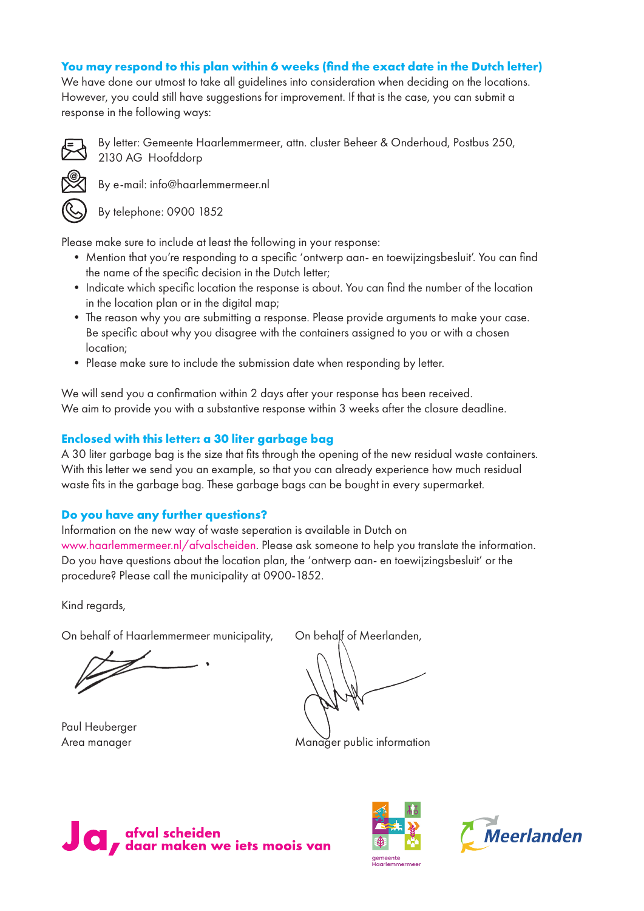## You may respond to this plan within 6 weeks (find the exact date in the Dutch letter)

We have done our utmost to take all guidelines into consideration when deciding on the locations. However, you could still have suggestions for improvement. If that is the case, you can submit a response in the following ways:

By letter: Gemeente Haarlemmermeer, attn. cluster Beheer & Onderhoud, Postbus 250, 2130 AG Hoofddorp

By e-mail: info@haarlemmermeer.nl

By telephone: 0900 1852

Please make sure to include at least the following in your response:

- Mention that you're responding to a specific 'ontwerp aan- en toewijzingsbesluit'. You can find the name of the specific decision in the Dutch letter;
- Indicate which specific location the response is about. You can find the number of the location in the location plan or in the digital map;
- The reason why you are submitting a response. Please provide arguments to make your case. Be specific about why you disagree with the containers assigned to you or with a chosen location;
- Please make sure to include the submission date when responding by letter.

We will send you a confirmation within 2 days after your response has been received.
We aim to provide you with a substantive response within 3 weeks after the closure deadline.

## Enclosed with this letter: a 30 liter garbage bag

A 30 liter garbage bag is the size that fits through the opening of the new residual waste containers. With this letter we send you an example, so that you can already experience how much residual waste fits in the garbage bag. These garbage bags can be bought in every supermarket.

## Do you have any further questions?

Information on the new way of waste seperation is available in Dutch on www.haarlemmermeer.nl/afvalscheiden. Please ask someone to help you translate the information. Do you have questions about the location plan, the 'ontwerp aan- en toewijzingsbesluit' or the procedure? Please call the municipality at 0900-1852.

Kind regards,

On behalf of Haarlemmermeer municipality,

Paul Heuberger
Area manager

On behalf of Meerlanden,

Manager public information

**Ja, afval scheiden daar maken we iets moois van**

gemeente Haarlemmermeer

Meerlanden